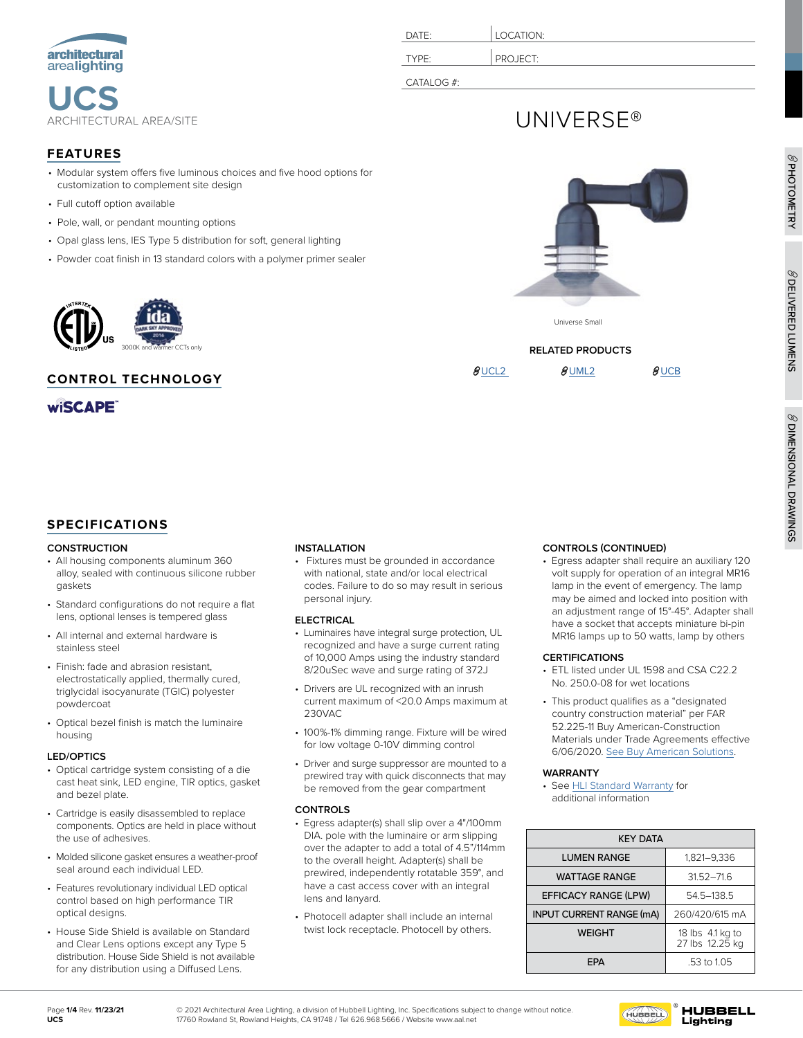architectural arealighting

# UCS

ARCHITECTURAL AREA/SITE

| DATE: | LOCATION: |
|---|---|
| TYPE: | PROJECT: |
| CATALOG #: | |

# UNIVERSE®

## FEATURES

- Modular system offers five luminous choices and five hood options for customization to complement site design
- Full cutoff option available
- Pole, wall, or pendant mounting options
- Opal glass lens, IES Type 5 distribution for soft, general lighting
- Powder coat finish in 13 standard colors with a polymer primer sealer

3000K and warmer CCTs only

Universe Small

**RELATED PRODUCTS**

UCL2 UML2 UCB

## CONTROL TECHNOLOGY

wiSCAPE™

PHOTOMETRY | DELIVERED LUMENS | DIMENSIONAL DRAWINGS

## SPECIFICATIONS

### CONSTRUCTION

- All housing components aluminum 360 alloy, sealed with continuous silicone rubber gaskets
- Standard configurations do not require a flat lens, optional lenses is tempered glass
- All internal and external hardware is stainless steel
- Finish: fade and abrasion resistant, electrostatically applied, thermally cured, triglycidal isocyanurate (TGIC) polyester powdercoat
- Optical bezel finish is match the luminaire housing

### LED/OPTICS

- Optical cartridge system consisting of a die cast heat sink, LED engine, TIR optics, gasket and bezel plate.
- Cartridge is easily disassembled to replace components. Optics are held in place without the use of adhesives.
- Molded silicone gasket ensures a weather-proof seal around each individual LED.
- Features revolutionary individual LED optical control based on high performance TIR optical designs.
- House Side Shield is available on Standard and Clear Lens options except any Type 5 distribution. House Side Shield is not available for any distribution using a Diffused Lens.

### INSTALLATION

- Fixtures must be grounded in accordance with national, state and/or local electrical codes. Failure to do so may result in serious personal injury.

### ELECTRICAL

- Luminaires have integral surge protection, UL recognized and have a surge current rating of 10,000 Amps using the industry standard 8/20uSec wave and surge rating of 372J
- Drivers are UL recognized with an inrush current maximum of <20.0 Amps maximum at 230VAC
- 100%-1% dimming range. Fixture will be wired for low voltage 0-10V dimming control
- Driver and surge suppressor are mounted to a prewired tray with quick disconnects that may be removed from the gear compartment

### CONTROLS

- Egress adapter(s) shall slip over a 4"/100mm DIA. pole with the luminaire or arm slipping over the adapter to add a total of 4.5"/114mm to the overall height. Adapter(s) shall be prewired, independently rotatable 359°, and have a cast access cover with an integral lens and lanyard.
- Photocell adapter shall include an internal twist lock receptacle. Photocell by others.

### CONTROLS (CONTINUED)

- Egress adapter shall require an auxiliary 120 volt supply for operation of an integral MR16 lamp in the event of emergency. The lamp may be aimed and locked into position with an adjustment range of 15°-45°. Adapter shall have a socket that accepts miniature bi-pin MR16 lamps up to 50 watts, lamp by others

### CERTIFICATIONS

- ETL listed under UL 1598 and CSA C22.2 No. 250.0-08 for wet locations
- This product qualifies as a "designated country construction material" per FAR 52.225-11 Buy American-Construction Materials under Trade Agreements effective 6/06/2020. See Buy American Solutions.

### WARRANTY

- See HLI Standard Warranty for additional information

| KEY DATA | |
|---|---|
| LUMEN RANGE | 1,821–9,336 |
| WATTAGE RANGE | 31.52–71.6 |
| EFFICACY RANGE (LPW) | 54.5–138.5 |
| INPUT CURRENT RANGE (mA) | 260/420/615 mA |
| WEIGHT | 18 lbs 4.1 kg to 27 lbs 12.25 kg |
| EPA | .53 to 1.05 |

Page 1/4 Rev. 11/23/21
UCS

© 2021 Architectural Area Lighting, a division of Hubbell Lighting, Inc. Specifications subject to change without notice.
17760 Rowland St, Rowland Heights, CA 91748 / Tel 626.968.5666 / Website www.aal.net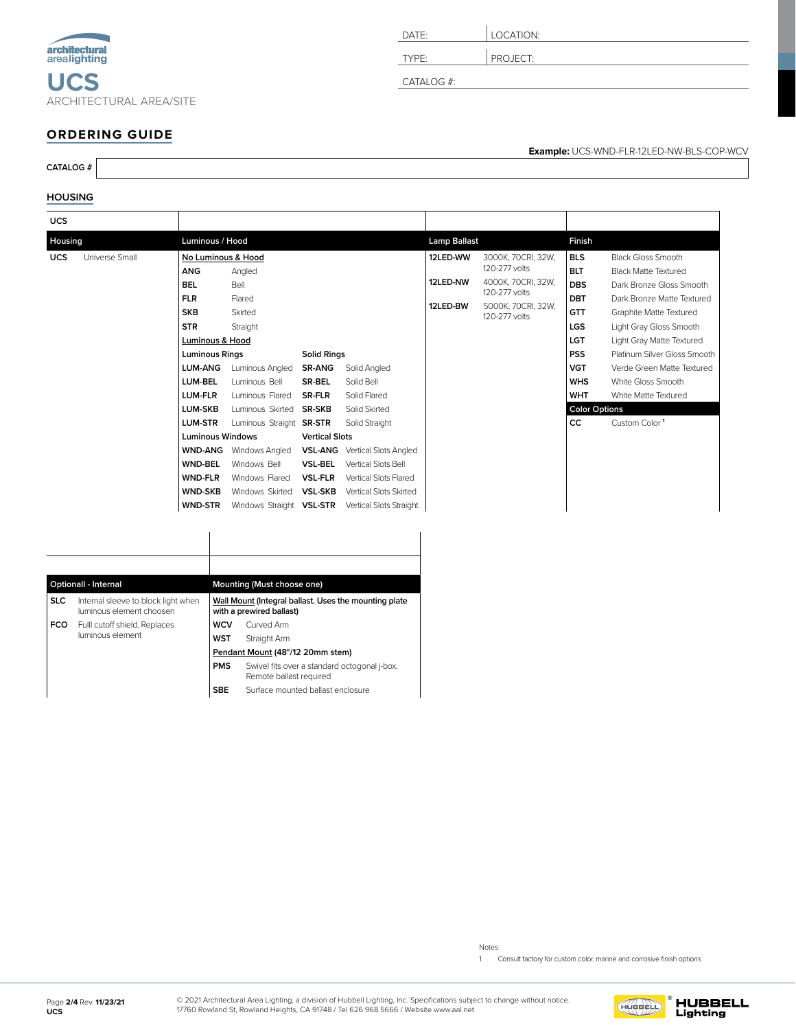architectural arealighting

# UCS

ARCHITECTURAL AREA/SITE

| DATE: | LOCATION: |
|---|---|
| TYPE: | PROJECT: |
| CATALOG #: | |

## ORDERING GUIDE

**Example:** UCS-WND-FLR-12LED-NW-BLS-COP-WCV

**CATALOG #**

### HOUSING

| Housing | | Luminous / Hood | | | | Lamp Ballast | | Finish | |
|---|---|---|---|---|---|---|---|---|---|
| **UCS** | Universe Small | No Luminous & Hood | | | | **12LED-WW** | 3000K, 70CRI, 32W, 120-277 volts | **BLS** | Black Gloss Smooth |
| | | **ANG** | Angled | | | **12LED-NW** | 4000K, 70CRI, 32W, 120-277 volts | **BLT** | Black Matte Textured |
| | | **BEL** | Bell | | | **12LED-BW** | 5000K, 70CRI, 32W, 120-277 volts | **DBS** | Dark Bronze Gloss Smooth |
| | | **FLR** | Flared | | | | | **DBT** | Dark Bronze Matte Textured |
| | | **SKB** | Skirted | | | | | **GTT** | Graphite Matte Textured |
| | | **STR** | Straight | | | | | **LGS** | Light Gray Gloss Smooth |
| | | Luminous & Hood | | | | | | **LGT** | Light Gray Matte Textured |
| | | **Luminous Rings** | | **Solid Rings** | | | | **PSS** | Platinum Silver Gloss Smooth |
| | | **LUM-ANG** | Luminous Angled | **SR-ANG** | Solid Angled | | | **VGT** | Verde Green Matte Textured |
| | | **LUM-BEL** | Luminous Bell | **SR-BEL** | Solid Bell | | | **WHS** | White Gloss Smooth |
| | | **LUM-FLR** | Luminous Flared | **SR-FLR** | Solid Flared | | | **WHT** | White Matte Textured |
| | | **LUM-SKB** | Luminous Skirted | **SR-SKB** | Solid Skirted | | | **Color Options** | |
| | | **LUM-STR** | Luminous Straight | **SR-STR** | Solid Straight | | | **CC** | Custom Color [1] |
| | | **Luminous Windows** | | **Vertical Slots** | | | | | |
| | | **WND-ANG** | Windows Angled | **VSL-ANG** | Vertical Slots Angled | | | | |
| | | **WND-BEL** | Windows Bell | **VSL-BEL** | Vertical Slots Bell | | | | |
| | | **WND-FLR** | Windows Flared | **VSL-FLR** | Vertical Slots Flared | | | | |
| | | **WND-SKB** | Windows Skirted | **VSL-SKB** | Vertical Slots Skirted | | | | |
| | | **WND-STR** | Windows Straight | **VSL-STR** | Vertical Slots Straight | | | | |

| Optionall - Internal | | Mounting (Must choose one) | |
|---|---|---|---|
| **SLC** | Internal sleeve to block light when luminous element choosen | **Wall Mount (Integral ballast. Uses the mounting plate with a prewired ballast)** | |
| **FCO** | Fulll cutoff shield. Replaces luminous element | **WCV** | Curved Arm |
| | | **WST** | Straight Arm |
| | | **Pendant Mount (48"/12 20mm stem)** | |
| | | **PMS** | Swivel fits over a standard octogonal j-box. Remote ballast required |
| | | **SBE** | Surface mounted ballast enclosure |

Notes:

1 Consult factory for custom color, marine and corrosive finish options

© 2021 Architectural Area Lighting, a division of Hubbell Lighting, Inc. Specifications subject to change without notice.
17760 Rowland St, Rowland Heights, CA 91748 / Tel 626.968.5666 / Website www.aal.net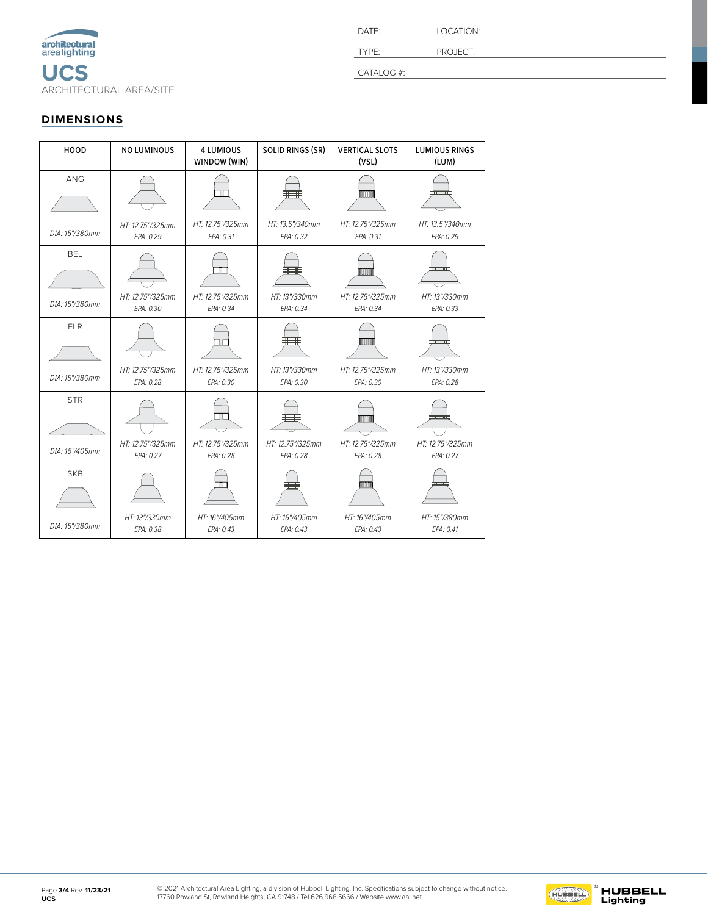architectural arealighting

# UCS

ARCHITECTURAL AREA/SITE

| DATE: | LOCATION: |
|---|---|
| TYPE: | PROJECT: |
| CATALOG #: | |

## DIMENSIONS

| HOOD | NO LUMINOUS | 4 LUMIOUS WINDOW (WIN) | SOLID RINGS (SR) | VERTICAL SLOTS (VSL) | LUMIOUS RINGS (LUM) |
|---|---|---|---|---|---|
| ANG<br>*DIA: 15"/380mm* | *HT: 12.75"/325mm*<br>*EPA: 0.29* | *HT: 12.75"/325mm*<br>*EPA: 0.31* | *HT: 13.5"/340mm*<br>*EPA: 0.32* | *HT: 12.75"/325mm*<br>*EPA: 0.31* | *HT: 13.5"/340mm*<br>*EPA: 0.29* |
| BEL<br>*DIA: 15"/380mm* | *HT: 12.75"/325mm*<br>*EPA: 0.30* | *HT: 12.75"/325mm*<br>*EPA: 0.34* | *HT: 13"/330mm*<br>*EPA: 0.34* | *HT: 12.75"/325mm*<br>*EPA: 0.34* | *HT: 13"/330mm*<br>*EPA: 0.33* |
| FLR<br>*DIA: 15"/380mm* | *HT: 12.75"/325mm*<br>*EPA: 0.28* | *HT: 12.75"/325mm*<br>*EPA: 0.30* | *HT: 13"/330mm*<br>*EPA: 0.30* | *HT: 12.75"/325mm*<br>*EPA: 0.30* | *HT: 13"/330mm*<br>*EPA: 0.28* |
| STR<br>*DIA: 16"/405mm* | *HT: 12.75"/325mm*<br>*EPA: 0.27* | *HT: 12.75"/325mm*<br>*EPA: 0.28* | *HT: 12.75"/325mm*<br>*EPA: 0.28* | *HT: 12.75"/325mm*<br>*EPA: 0.28* | *HT: 12.75"/325mm*<br>*EPA: 0.27* |
| SKB<br>*DIA: 15"/380mm* | *HT: 13"/330mm*<br>*EPA: 0.38* | *HT: 16"/405mm*<br>*EPA: 0.43* | *HT: 16"/405mm*<br>*EPA: 0.43* | *HT: 16"/405mm*<br>*EPA: 0.43* | *HT: 15"/380mm*<br>*EPA: 0.41* |

Page **3/4** Rev. **11/23/21**
**UCS**

© 2021 Architectural Area Lighting, a division of Hubbell Lighting, Inc. Specifications subject to change without notice.
17760 Rowland St, Rowland Heights, CA 91748 / Tel 626.968.5666 / Website www.aal.net

HUBBELL® Lighting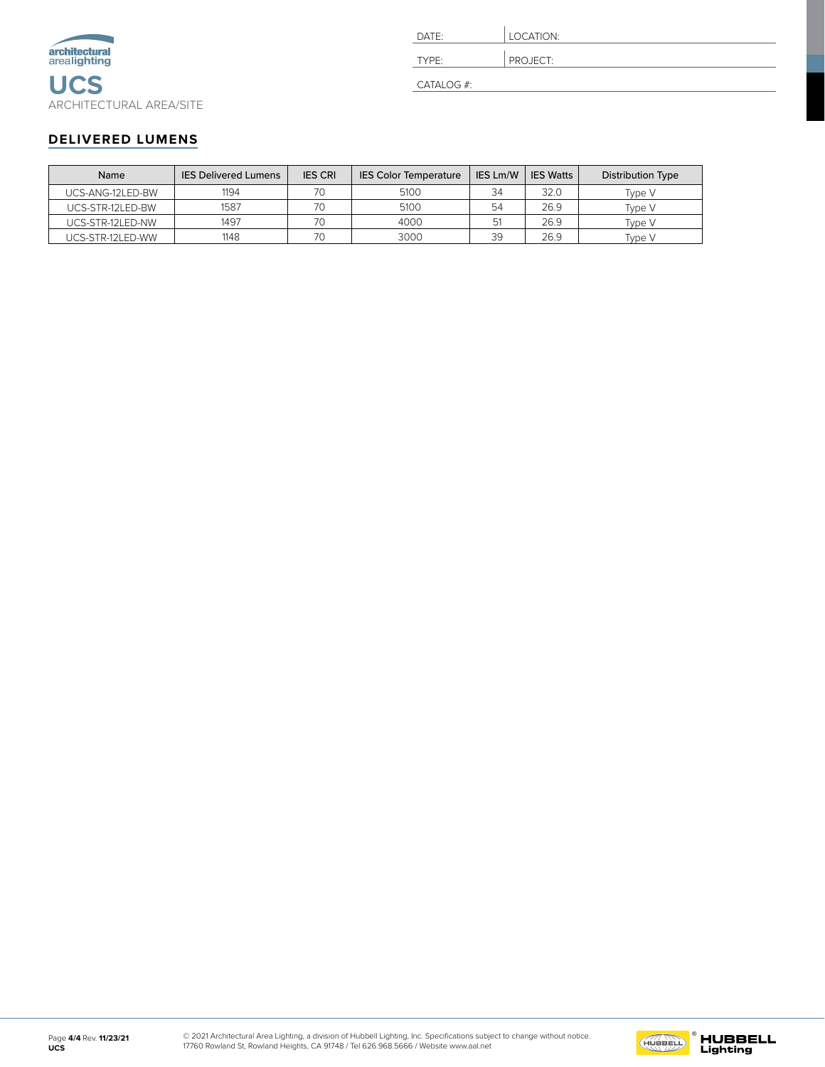architectural arealighting

# UCS

ARCHITECTURAL AREA/SITE

| DATE: | LOCATION: |
|---|---|
| TYPE: | PROJECT: |
| CATALOG #: | |

## DELIVERED LUMENS

| Name | IES Delivered Lumens | IES CRI | IES Color Temperature | IES Lm/W | IES Watts | Distribution Type |
|---|---|---|---|---|---|---|
| UCS-ANG-12LED-BW | 1194 | 70 | 5100 | 34 | 32.0 | Type V |
| UCS-STR-12LED-BW | 1587 | 70 | 5100 | 54 | 26.9 | Type V |
| UCS-STR-12LED-NW | 1497 | 70 | 4000 | 51 | 26.9 | Type V |
| UCS-STR-12LED-WW | 1148 | 70 | 3000 | 39 | 26.9 | Type V |

Page 4/4 Rev. 11/23/21
UCS

© 2021 Architectural Area Lighting, a division of Hubbell Lighting, Inc. Specifications subject to change without notice.
17760 Rowland St, Rowland Heights, CA 91748 / Tel 626.968.5666 / Website www.aal.net

HUBBELL Lighting